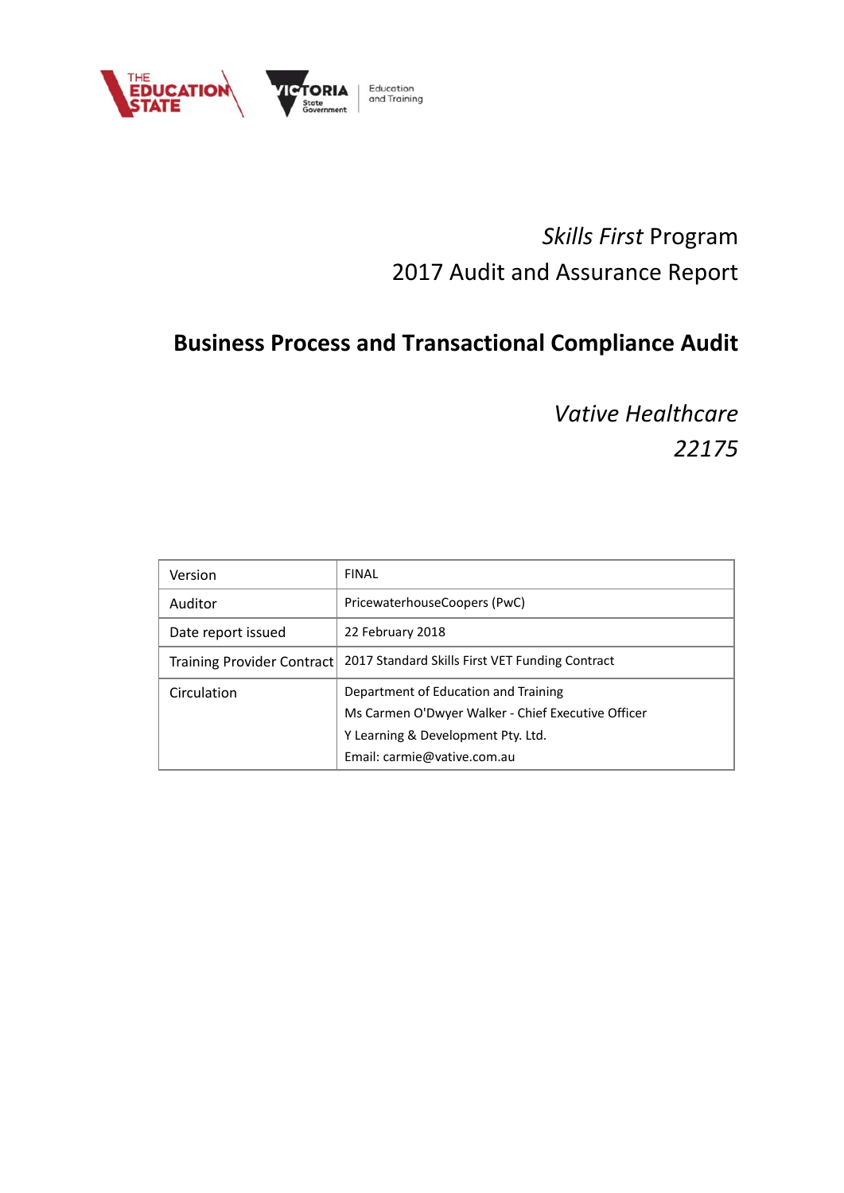*Skills First* Program

2017 Audit and Assurance Report

# Business Process and Transactional Compliance Audit

*Vative Healthcare*

*22175*

| | |
|---|---|
| Version | FINAL |
| Auditor | PricewaterhouseCoopers (PwC) |
| Date report issued | 22 February 2018 |
| Training Provider Contract | 2017 Standard Skills First VET Funding Contract |
| Circulation | Department of Education and Training<br>Ms Carmen O'Dwyer Walker - Chief Executive Officer<br>Y Learning & Development Pty. Ltd.<br>Email: carmie@vative.com.au |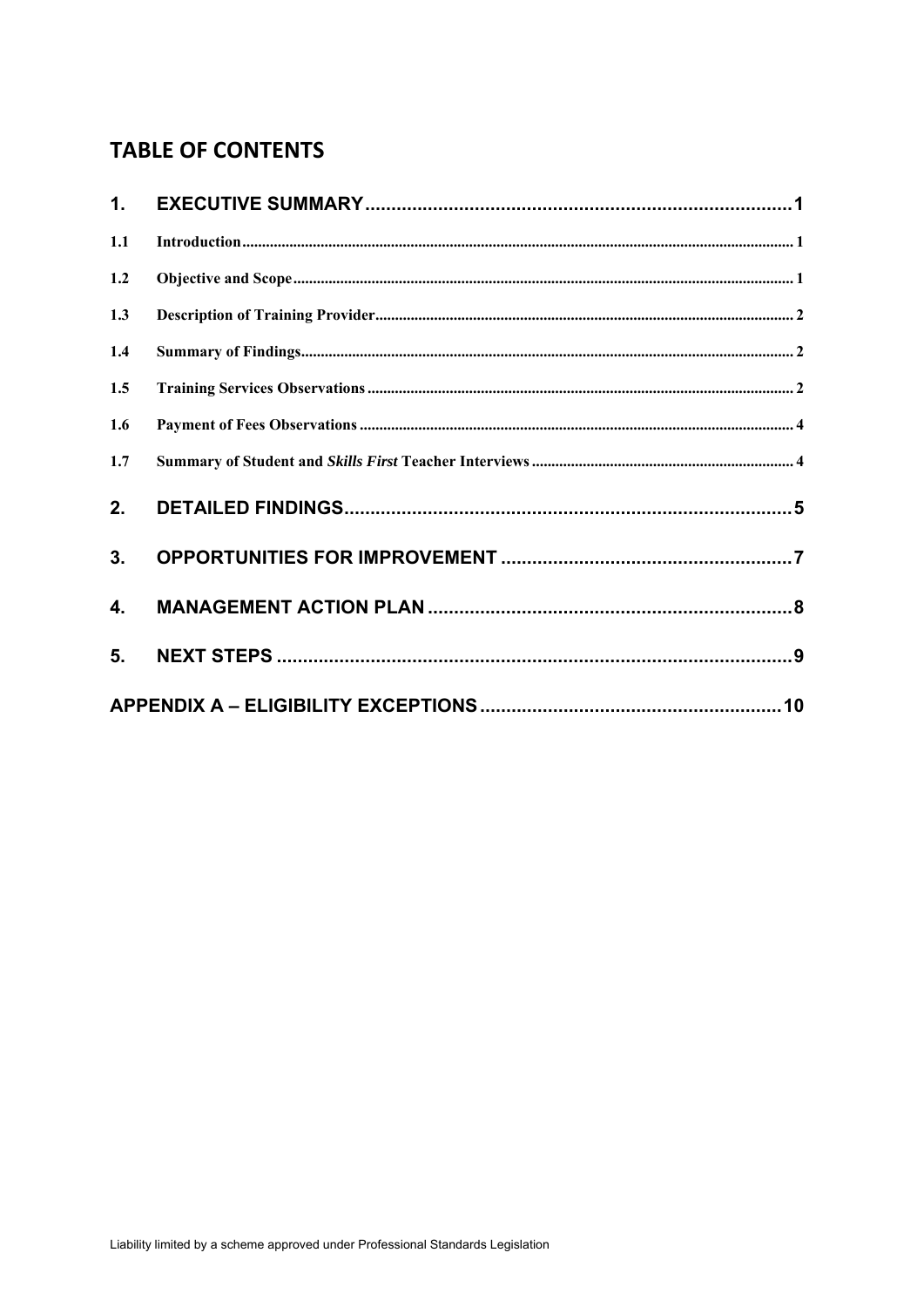## TABLE OF CONTENTS

| | | |
|---|---|---|
| **1.** | **EXECUTIVE SUMMARY** | **1** |
| 1.1 | Introduction | 1 |
| 1.2 | Objective and Scope | 1 |
| 1.3 | Description of Training Provider | 2 |
| 1.4 | Summary of Findings | 2 |
| 1.5 | Training Services Observations | 2 |
| 1.6 | Payment of Fees Observations | 4 |
| 1.7 | Summary of Student and *Skills First* Teacher Interviews | 4 |
| **2.** | **DETAILED FINDINGS** | **5** |
| **3.** | **OPPORTUNITIES FOR IMPROVEMENT** | **7** |
| **4.** | **MANAGEMENT ACTION PLAN** | **8** |
| **5.** | **NEXT STEPS** | **9** |
| **APPENDIX A – ELIGIBILITY EXCEPTIONS** | | **10** |

Liability limited by a scheme approved under Professional Standards Legislation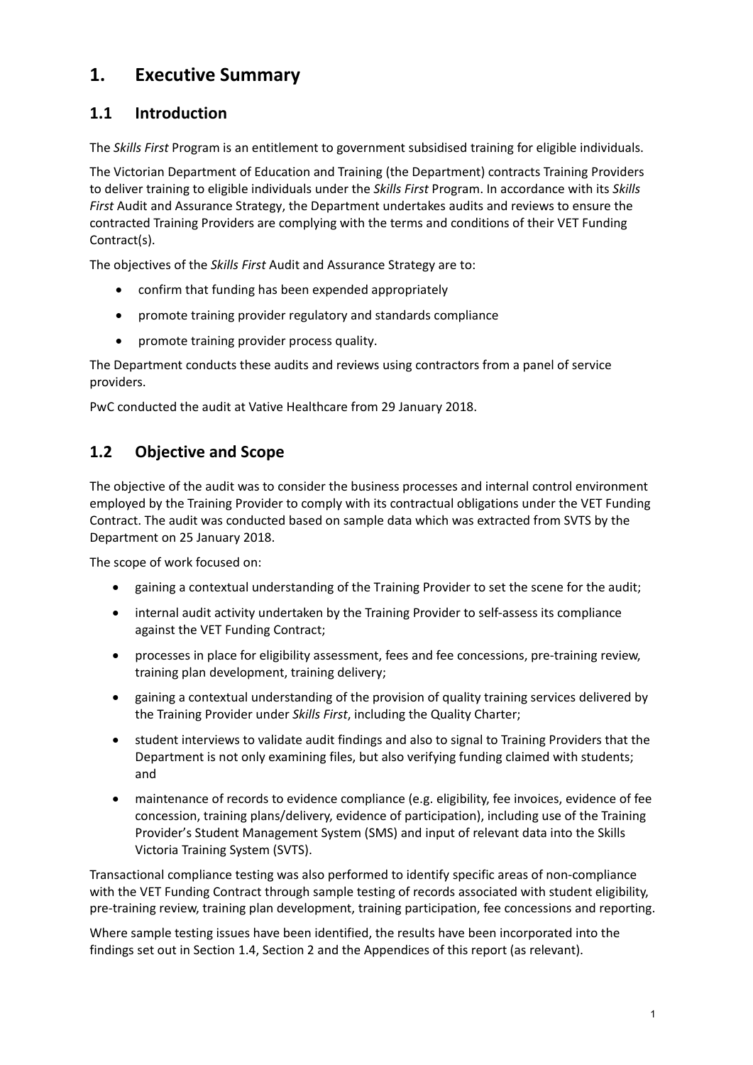# 1. Executive Summary

## 1.1 Introduction

The *Skills First* Program is an entitlement to government subsidised training for eligible individuals.

The Victorian Department of Education and Training (the Department) contracts Training Providers to deliver training to eligible individuals under the *Skills First* Program. In accordance with its *Skills First* Audit and Assurance Strategy, the Department undertakes audits and reviews to ensure the contracted Training Providers are complying with the terms and conditions of their VET Funding Contract(s).

The objectives of the *Skills First* Audit and Assurance Strategy are to:

- confirm that funding has been expended appropriately
- promote training provider regulatory and standards compliance
- promote training provider process quality.

The Department conducts these audits and reviews using contractors from a panel of service providers.

PwC conducted the audit at Vative Healthcare from 29 January 2018.

## 1.2 Objective and Scope

The objective of the audit was to consider the business processes and internal control environment employed by the Training Provider to comply with its contractual obligations under the VET Funding Contract. The audit was conducted based on sample data which was extracted from SVTS by the Department on 25 January 2018.

The scope of work focused on:

- gaining a contextual understanding of the Training Provider to set the scene for the audit;
- internal audit activity undertaken by the Training Provider to self-assess its compliance against the VET Funding Contract;
- processes in place for eligibility assessment, fees and fee concessions, pre-training review, training plan development, training delivery;
- gaining a contextual understanding of the provision of quality training services delivered by the Training Provider under *Skills First*, including the Quality Charter;
- student interviews to validate audit findings and also to signal to Training Providers that the Department is not only examining files, but also verifying funding claimed with students; and
- maintenance of records to evidence compliance (e.g. eligibility, fee invoices, evidence of fee concession, training plans/delivery, evidence of participation), including use of the Training Provider's Student Management System (SMS) and input of relevant data into the Skills Victoria Training System (SVTS).

Transactional compliance testing was also performed to identify specific areas of non-compliance with the VET Funding Contract through sample testing of records associated with student eligibility, pre-training review, training plan development, training participation, fee concessions and reporting.

Where sample testing issues have been identified, the results have been incorporated into the findings set out in Section 1.4, Section 2 and the Appendices of this report (as relevant).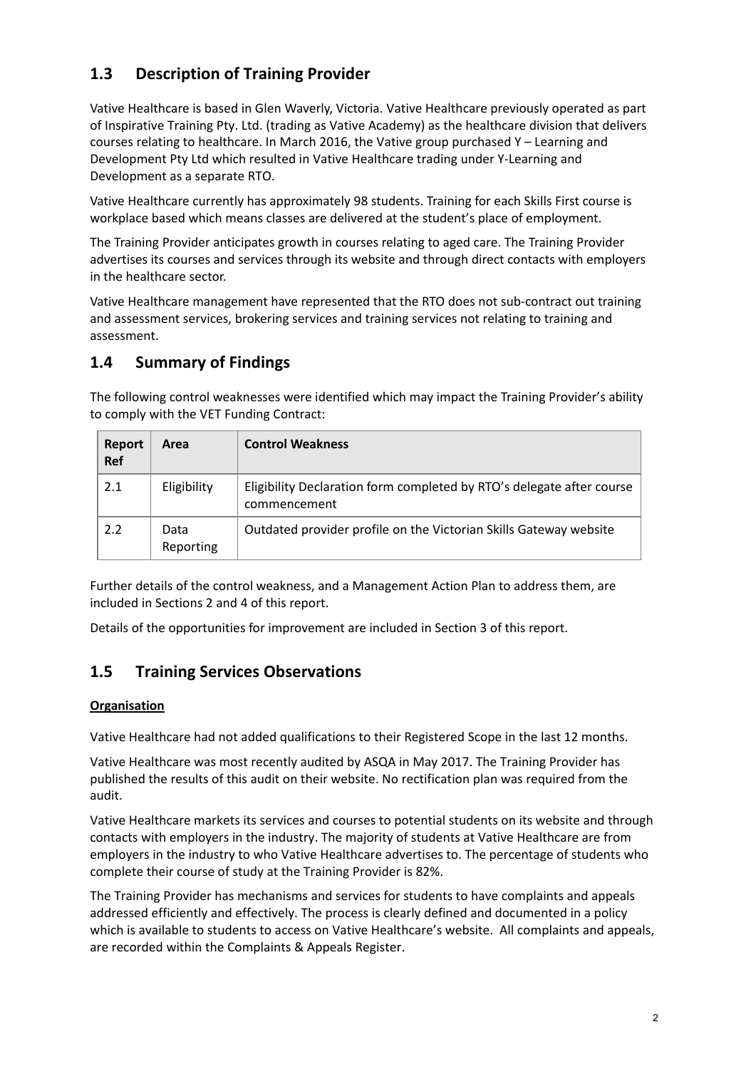## 1.3 Description of Training Provider

Vative Healthcare is based in Glen Waverly, Victoria. Vative Healthcare previously operated as part of Inspirative Training Pty. Ltd. (trading as Vative Academy) as the healthcare division that delivers courses relating to healthcare. In March 2016, the Vative group purchased Y – Learning and Development Pty Ltd which resulted in Vative Healthcare trading under Y-Learning and Development as a separate RTO.

Vative Healthcare currently has approximately 98 students. Training for each Skills First course is workplace based which means classes are delivered at the student's place of employment.

The Training Provider anticipates growth in courses relating to aged care. The Training Provider advertises its courses and services through its website and through direct contacts with employers in the healthcare sector.

Vative Healthcare management have represented that the RTO does not sub-contract out training and assessment services, brokering services and training services not relating to training and assessment.

## 1.4 Summary of Findings

The following control weaknesses were identified which may impact the Training Provider's ability to comply with the VET Funding Contract:

| Report Ref | Area | Control Weakness |
|---|---|---|
| 2.1 | Eligibility | Eligibility Declaration form completed by RTO's delegate after course commencement |
| 2.2 | Data Reporting | Outdated provider profile on the Victorian Skills Gateway website |

Further details of the control weakness, and a Management Action Plan to address them, are included in Sections 2 and 4 of this report.

Details of the opportunities for improvement are included in Section 3 of this report.

## 1.5 Training Services Observations

**Organisation**

Vative Healthcare had not added qualifications to their Registered Scope in the last 12 months.

Vative Healthcare was most recently audited by ASQA in May 2017. The Training Provider has published the results of this audit on their website. No rectification plan was required from the audit.

Vative Healthcare markets its services and courses to potential students on its website and through contacts with employers in the industry. The majority of students at Vative Healthcare are from employers in the industry to who Vative Healthcare advertises to. The percentage of students who complete their course of study at the Training Provider is 82%.

The Training Provider has mechanisms and services for students to have complaints and appeals addressed efficiently and effectively. The process is clearly defined and documented in a policy which is available to students to access on Vative Healthcare's website. All complaints and appeals, are recorded within the Complaints & Appeals Register.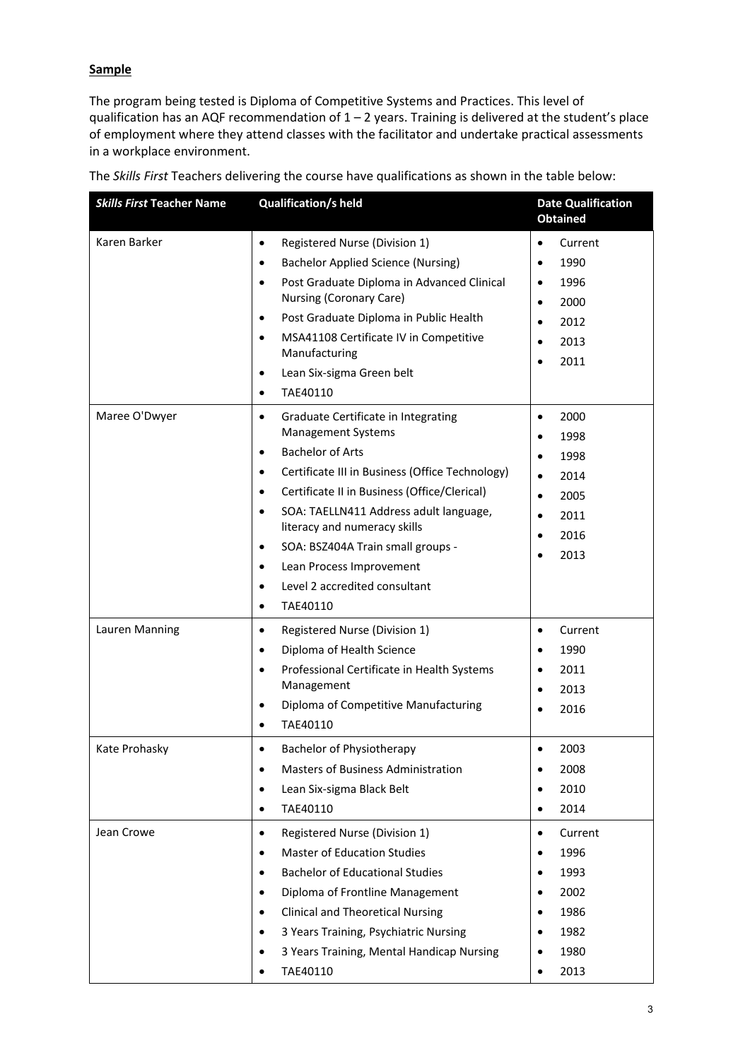**Sample**

The program being tested is Diploma of Competitive Systems and Practices. This level of qualification has an AQF recommendation of 1 – 2 years. Training is delivered at the student's place of employment where they attend classes with the facilitator and undertake practical assessments in a workplace environment.

The *Skills First* Teachers delivering the course have qualifications as shown in the table below:

| *Skills First* Teacher Name | Qualification/s held | Date Qualification Obtained |
|---|---|---|
| Karen Barker | • Registered Nurse (Division 1)<br>• Bachelor Applied Science (Nursing)<br>• Post Graduate Diploma in Advanced Clinical Nursing (Coronary Care)<br>• Post Graduate Diploma in Public Health<br>• MSA41108 Certificate IV in Competitive Manufacturing<br>• Lean Six-sigma Green belt<br>• TAE40110 | • Current<br>• 1990<br>• 1996<br>• 2000<br>• 2012<br>• 2013<br>• 2011 |
| Maree O'Dwyer | • Graduate Certificate in Integrating Management Systems<br>• Bachelor of Arts<br>• Certificate III in Business (Office Technology)<br>• Certificate II in Business (Office/Clerical)<br>• SOA: TAELLN411 Address adult language, literacy and numeracy skills<br>• SOA: BSZ404A Train small groups -<br>• Lean Process Improvement<br>• Level 2 accredited consultant<br>• TAE40110 | • 2000<br>• 1998<br>• 1998<br>• 2014<br>• 2005<br>• 2011<br>• 2016<br>• 2013 |
| Lauren Manning | • Registered Nurse (Division 1)<br>• Diploma of Health Science<br>• Professional Certificate in Health Systems Management<br>• Diploma of Competitive Manufacturing<br>• TAE40110 | • Current<br>• 1990<br>• 2011<br>• 2013<br>• 2016 |
| Kate Prohasky | • Bachelor of Physiotherapy<br>• Masters of Business Administration<br>• Lean Six-sigma Black Belt<br>• TAE40110 | • 2003<br>• 2008<br>• 2010<br>• 2014 |
| Jean Crowe | • Registered Nurse (Division 1)<br>• Master of Education Studies<br>• Bachelor of Educational Studies<br>• Diploma of Frontline Management<br>• Clinical and Theoretical Nursing<br>• 3 Years Training, Psychiatric Nursing<br>• 3 Years Training, Mental Handicap Nursing<br>• TAE40110 | • Current<br>• 1996<br>• 1993<br>• 2002<br>• 1986<br>• 1982<br>• 1980<br>• 2013 |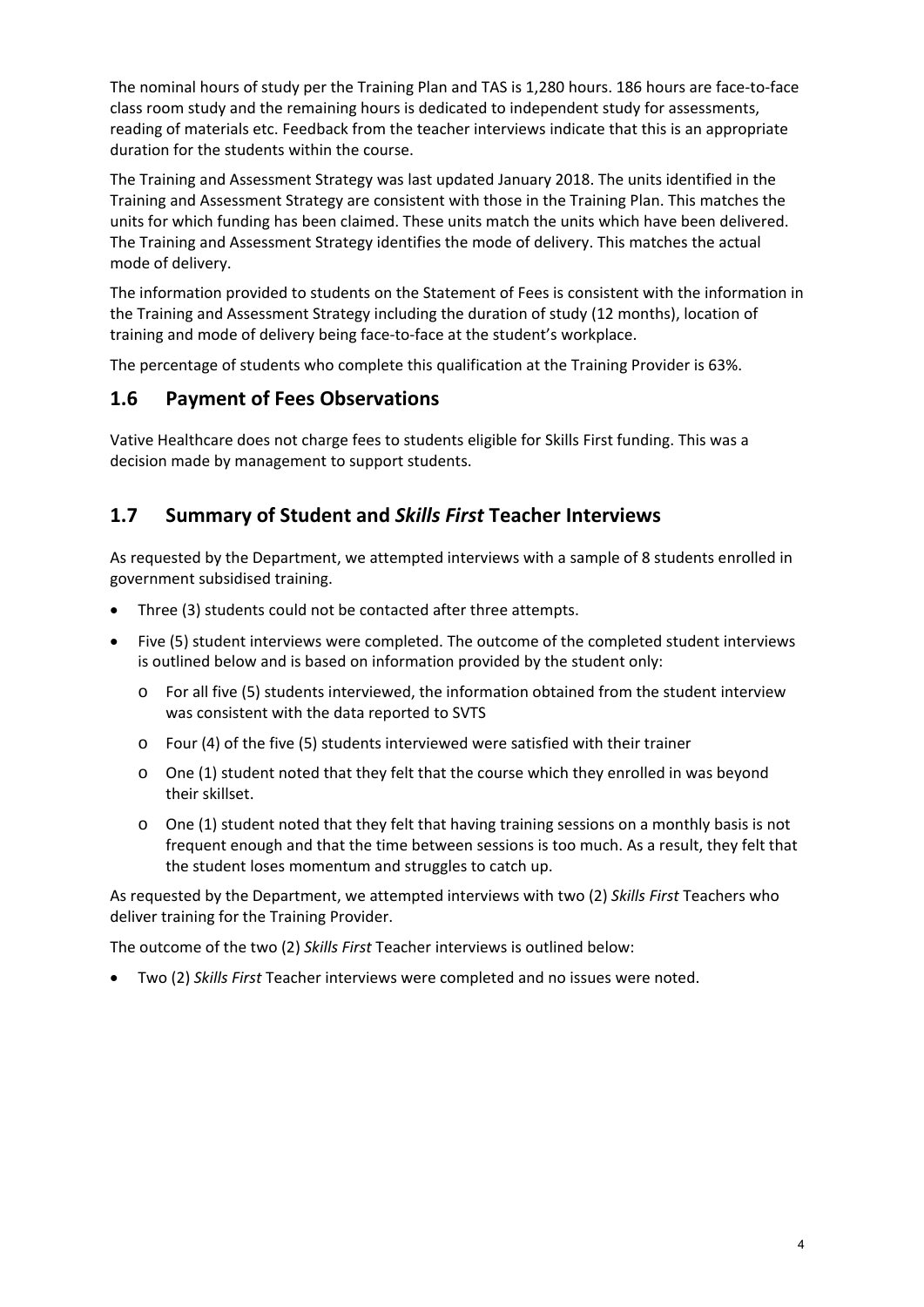The nominal hours of study per the Training Plan and TAS is 1,280 hours. 186 hours are face-to-face class room study and the remaining hours is dedicated to independent study for assessments, reading of materials etc. Feedback from the teacher interviews indicate that this is an appropriate duration for the students within the course.

The Training and Assessment Strategy was last updated January 2018. The units identified in the Training and Assessment Strategy are consistent with those in the Training Plan. This matches the units for which funding has been claimed. These units match the units which have been delivered. The Training and Assessment Strategy identifies the mode of delivery. This matches the actual mode of delivery.

The information provided to students on the Statement of Fees is consistent with the information in the Training and Assessment Strategy including the duration of study (12 months), location of training and mode of delivery being face-to-face at the student's workplace.

The percentage of students who complete this qualification at the Training Provider is 63%.

## 1.6 Payment of Fees Observations

Vative Healthcare does not charge fees to students eligible for Skills First funding. This was a decision made by management to support students.

## 1.7 Summary of Student and *Skills First* Teacher Interviews

As requested by the Department, we attempted interviews with a sample of 8 students enrolled in government subsidised training.

- Three (3) students could not be contacted after three attempts.
- Five (5) student interviews were completed. The outcome of the completed student interviews is outlined below and is based on information provided by the student only:
  - For all five (5) students interviewed, the information obtained from the student interview was consistent with the data reported to SVTS
  - Four (4) of the five (5) students interviewed were satisfied with their trainer
  - One (1) student noted that they felt that the course which they enrolled in was beyond their skillset.
  - One (1) student noted that they felt that having training sessions on a monthly basis is not frequent enough and that the time between sessions is too much. As a result, they felt that the student loses momentum and struggles to catch up.

As requested by the Department, we attempted interviews with two (2) *Skills First* Teachers who deliver training for the Training Provider.

The outcome of the two (2) *Skills First* Teacher interviews is outlined below:

- Two (2) *Skills First* Teacher interviews were completed and no issues were noted.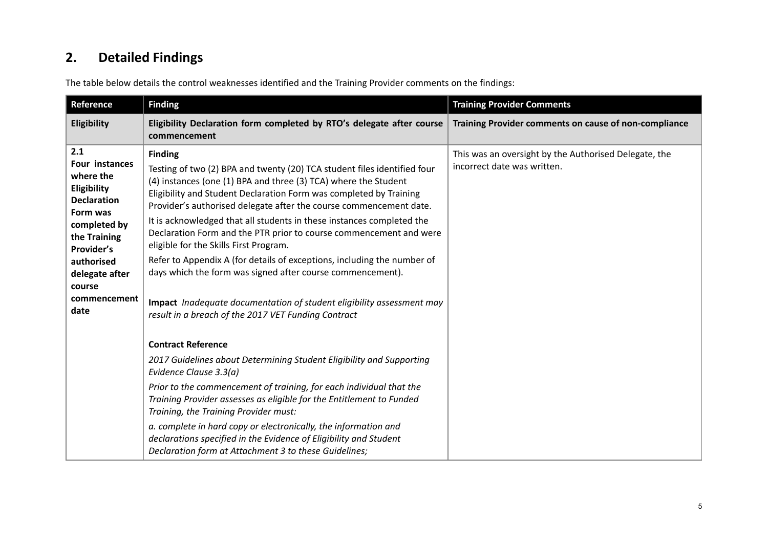## 2. Detailed Findings

The table below details the control weaknesses identified and the Training Provider comments on the findings:

| Reference | Finding | Training Provider Comments |
|---|---|---|
| **Eligibility** | **Eligibility Declaration form completed by RTO's delegate after course commencement** | **Training Provider comments on cause of non-compliance** |
| **2.1**<br>**Four instances where the Eligibility Declaration Form was completed by the Training Provider's authorised delegate after course commencement date** | **Finding**<br>Testing of two (2) BPA and twenty (20) TCA student files identified four (4) instances (one (1) BPA and three (3) TCA) where the Student Eligibility and Student Declaration Form was completed by Training Provider's authorised delegate after the course commencement date.<br>It is acknowledged that all students in these instances completed the Declaration Form and the PTR prior to course commencement and were eligible for the Skills First Program.<br>Refer to Appendix A (for details of exceptions, including the number of days which the form was signed after course commencement).<br><br>**Impact** *Inadequate documentation of student eligibility assessment may result in a breach of the 2017 VET Funding Contract*<br><br>**Contract Reference**<br>*2017 Guidelines about Determining Student Eligibility and Supporting Evidence Clause 3.3(a)*<br>*Prior to the commencement of training, for each individual that the Training Provider assesses as eligible for the Entitlement to Funded Training, the Training Provider must:*<br>*a. complete in hard copy or electronically, the information and declarations specified in the Evidence of Eligibility and Student Declaration form at Attachment 3 to these Guidelines;* | This was an oversight by the Authorised Delegate, the incorrect date was written. |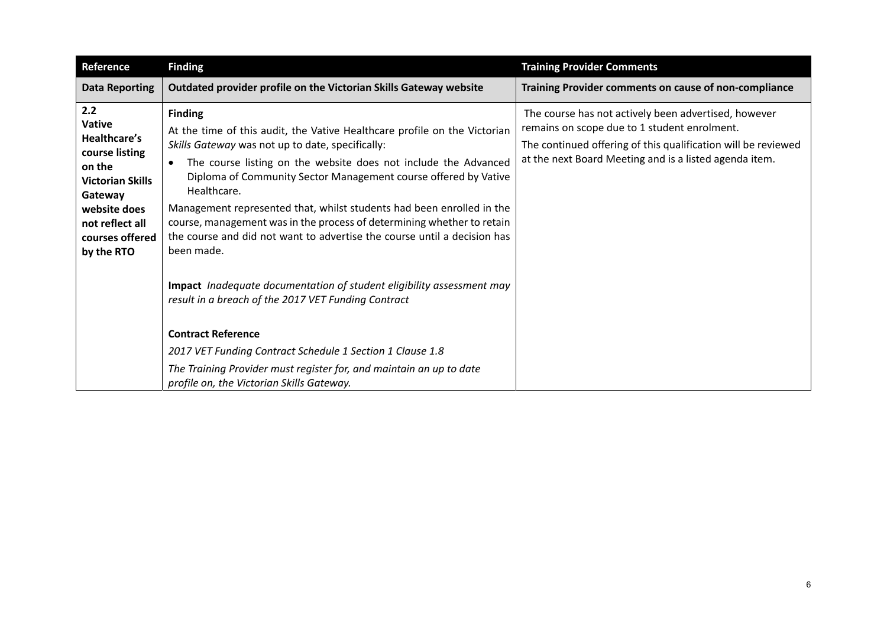| Reference | Finding | Training Provider Comments |
|---|---|---|
| **Data Reporting** | **Outdated provider profile on the Victorian Skills Gateway website** | **Training Provider comments on cause of non-compliance** |
| **2.2**<br>**Vative Healthcare's course listing on the Victorian Skills Gateway website does not reflect all courses offered by the RTO** | **Finding**<br>At the time of this audit, the Vative Healthcare profile on the Victorian *Skills Gateway* was not up to date, specifically:<br>• The course listing on the website does not include the Advanced Diploma of Community Sector Management course offered by Vative Healthcare.<br>Management represented that, whilst students had been enrolled in the course, management was in the process of determining whether to retain the course and did not want to advertise the course until a decision has been made.<br><br>**Impact** *Inadequate documentation of student eligibility assessment may result in a breach of the 2017 VET Funding Contract*<br><br>**Contract Reference**<br>*2017 VET Funding Contract Schedule 1 Section 1 Clause 1.8*<br>*The Training Provider must register for, and maintain an up to date profile on, the Victorian Skills Gateway.* | The course has not actively been advertised, however remains on scope due to 1 student enrolment.<br>The continued offering of this qualification will be reviewed at the next Board Meeting and is a listed agenda item. |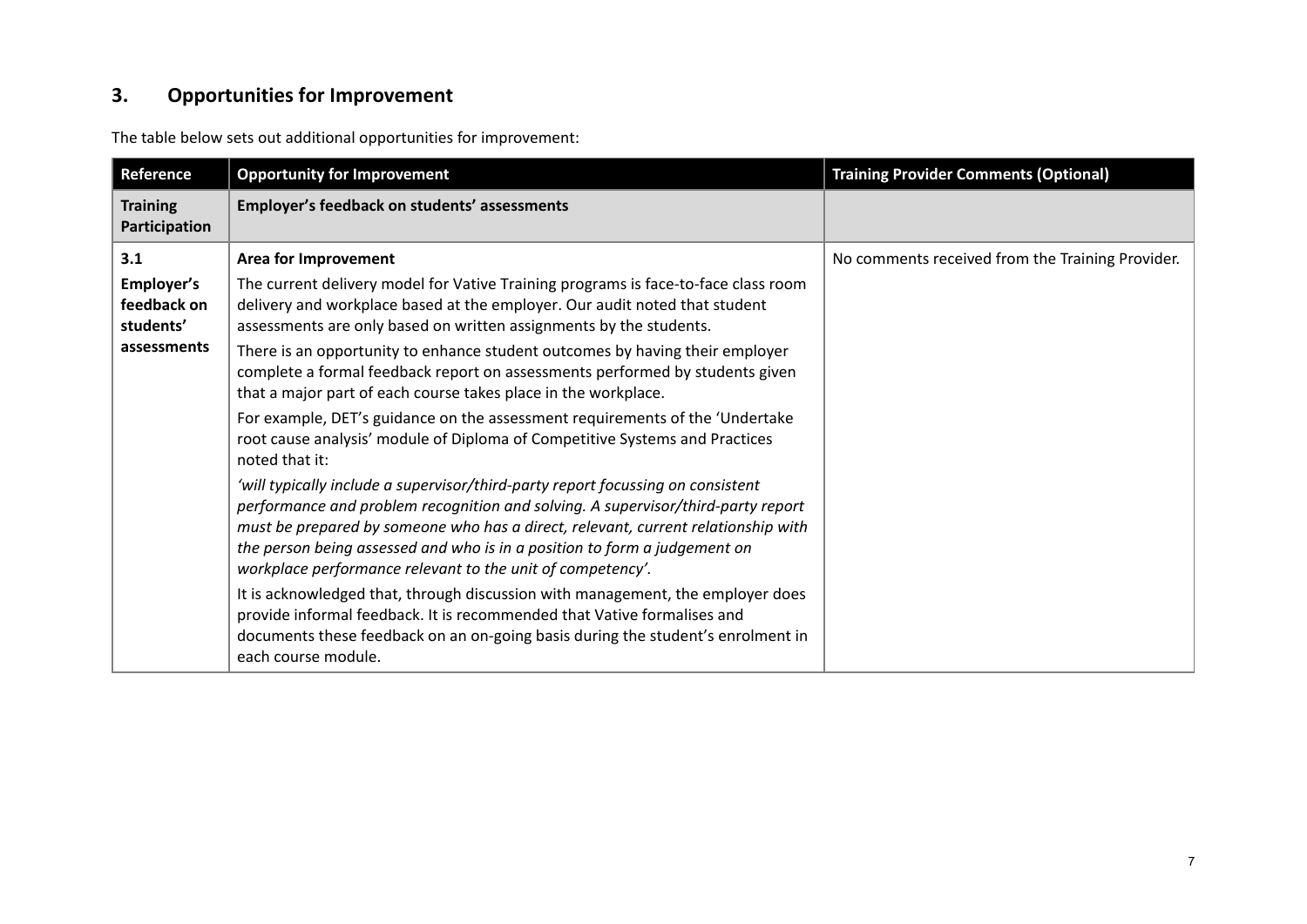## 3. Opportunities for Improvement

The table below sets out additional opportunities for improvement:

| Reference | Opportunity for Improvement | Training Provider Comments (Optional) |
|---|---|---|
| **Training Participation** | **Employer's feedback on students' assessments** | |
| **3.1**<br>**Employer's feedback on students' assessments** | **Area for Improvement**<br>The current delivery model for Vative Training programs is face-to-face class room delivery and workplace based at the employer. Our audit noted that student assessments are only based on written assignments by the students.<br>There is an opportunity to enhance student outcomes by having their employer complete a formal feedback report on assessments performed by students given that a major part of each course takes place in the workplace.<br>For example, DET's guidance on the assessment requirements of the 'Undertake root cause analysis' module of Diploma of Competitive Systems and Practices noted that it:<br>*'will typically include a supervisor/third-party report focussing on consistent performance and problem recognition and solving. A supervisor/third-party report must be prepared by someone who has a direct, relevant, current relationship with the person being assessed and who is in a position to form a judgement on workplace performance relevant to the unit of competency'.*<br>It is acknowledged that, through discussion with management, the employer does provide informal feedback. It is recommended that Vative formalises and documents these feedback on an on-going basis during the student's enrolment in each course module. | No comments received from the Training Provider. |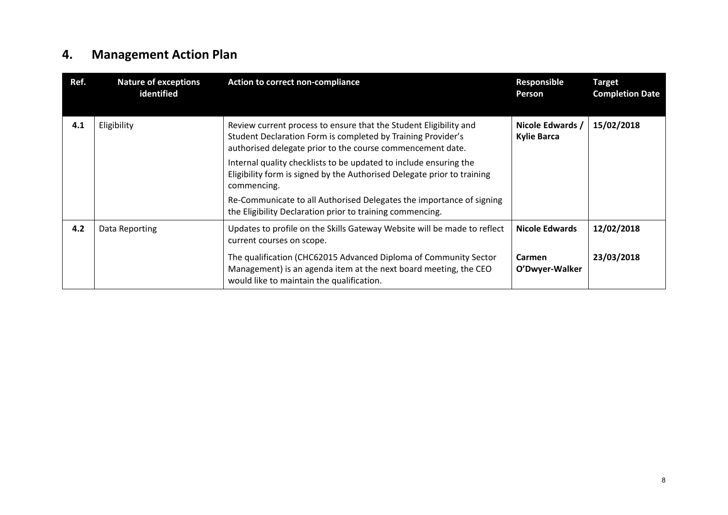## 4. Management Action Plan

| Ref. | Nature of exceptions identified | Action to correct non-compliance | Responsible Person | Target Completion Date |
|---|---|---|---|---|
| 4.1 | Eligibility | Review current process to ensure that the Student Eligibility and Student Declaration Form is completed by Training Provider's authorised delegate prior to the course commencement date.<br><br>Internal quality checklists to be updated to include ensuring the Eligibility form is signed by the Authorised Delegate prior to training commencing.<br><br>Re-Communicate to all Authorised Delegates the importance of signing the Eligibility Declaration prior to training commencing. | **Nicole Edwards / Kylie Barca** | **15/02/2018** |
| 4.2 | Data Reporting | Updates to profile on the Skills Gateway Website will be made to reflect current courses on scope.<br><br>The qualification (CHC62015 Advanced Diploma of Community Sector Management) is an agenda item at the next board meeting, the CEO would like to maintain the qualification. | **Nicole Edwards**<br><br>**Carmen O'Dwyer-Walker** | **12/02/2018**<br><br>**23/03/2018** |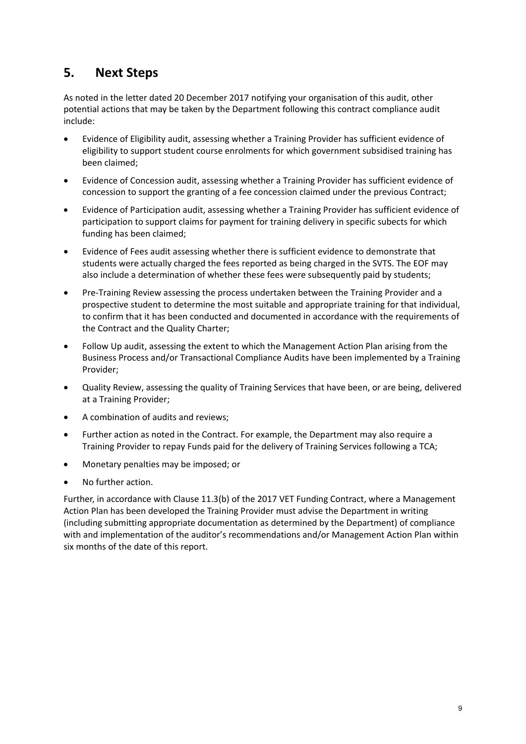## 5. Next Steps

As noted in the letter dated 20 December 2017 notifying your organisation of this audit, other potential actions that may be taken by the Department following this contract compliance audit include:

- Evidence of Eligibility audit, assessing whether a Training Provider has sufficient evidence of eligibility to support student course enrolments for which government subsidised training has been claimed;
- Evidence of Concession audit, assessing whether a Training Provider has sufficient evidence of concession to support the granting of a fee concession claimed under the previous Contract;
- Evidence of Participation audit, assessing whether a Training Provider has sufficient evidence of participation to support claims for payment for training delivery in specific subects for which funding has been claimed;
- Evidence of Fees audit assessing whether there is sufficient evidence to demonstrate that students were actually charged the fees reported as being charged in the SVTS. The EOF may also include a determination of whether these fees were subsequently paid by students;
- Pre-Training Review assessing the process undertaken between the Training Provider and a prospective student to determine the most suitable and appropriate training for that individual, to confirm that it has been conducted and documented in accordance with the requirements of the Contract and the Quality Charter;
- Follow Up audit, assessing the extent to which the Management Action Plan arising from the Business Process and/or Transactional Compliance Audits have been implemented by a Training Provider;
- Quality Review, assessing the quality of Training Services that have been, or are being, delivered at a Training Provider;
- A combination of audits and reviews;
- Further action as noted in the Contract. For example, the Department may also require a Training Provider to repay Funds paid for the delivery of Training Services following a TCA;
- Monetary penalties may be imposed; or
- No further action.

Further, in accordance with Clause 11.3(b) of the 2017 VET Funding Contract, where a Management Action Plan has been developed the Training Provider must advise the Department in writing (including submitting appropriate documentation as determined by the Department) of compliance with and implementation of the auditor's recommendations and/or Management Action Plan within six months of the date of this report.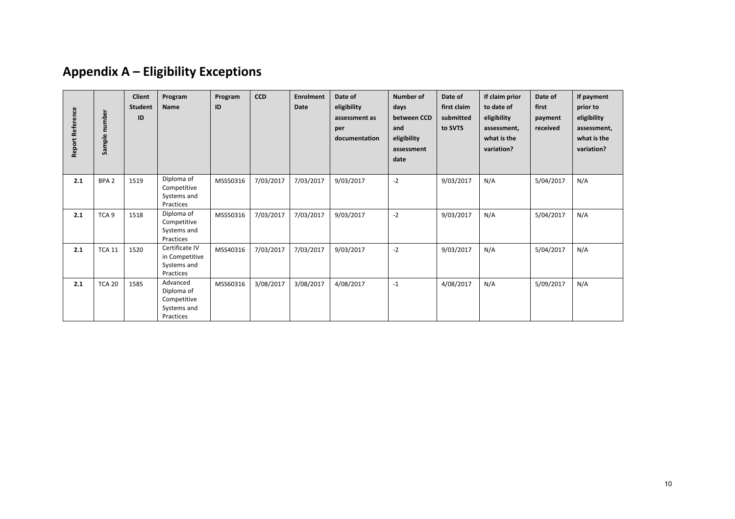# Appendix A – Eligibility Exceptions

| Report Reference | Sample number | Client Student ID | Program Name | Program ID | CCD | Enrolment Date | Date of eligibility assessment as per documentation | Number of days between CCD and eligibility assessment date | Date of first claim submitted to SVTS | If claim prior to date of eligibility assessment, what is the variation? | Date of first payment received | If payment prior to eligibility assessment, what is the variation? |
|---|---|---|---|---|---|---|---|---|---|---|---|---|
| **2.1** | BPA 2 | 1519 | Diploma of Competitive Systems and Practices | MSS50316 | 7/03/2017 | 7/03/2017 | 9/03/2017 | -2 | 9/03/2017 | N/A | 5/04/2017 | N/A |
| **2.1** | TCA 9 | 1518 | Diploma of Competitive Systems and Practices | MSS50316 | 7/03/2017 | 7/03/2017 | 9/03/2017 | -2 | 9/03/2017 | N/A | 5/04/2017 | N/A |
| **2.1** | TCA 11 | 1520 | Certificate IV in Competitive Systems and Practices | MSS40316 | 7/03/2017 | 7/03/2017 | 9/03/2017 | -2 | 9/03/2017 | N/A | 5/04/2017 | N/A |
| **2.1** | TCA 20 | 1585 | Advanced Diploma of Competitive Systems and Practices | MSS60316 | 3/08/2017 | 3/08/2017 | 4/08/2017 | -1 | 4/08/2017 | N/A | 5/09/2017 | N/A |